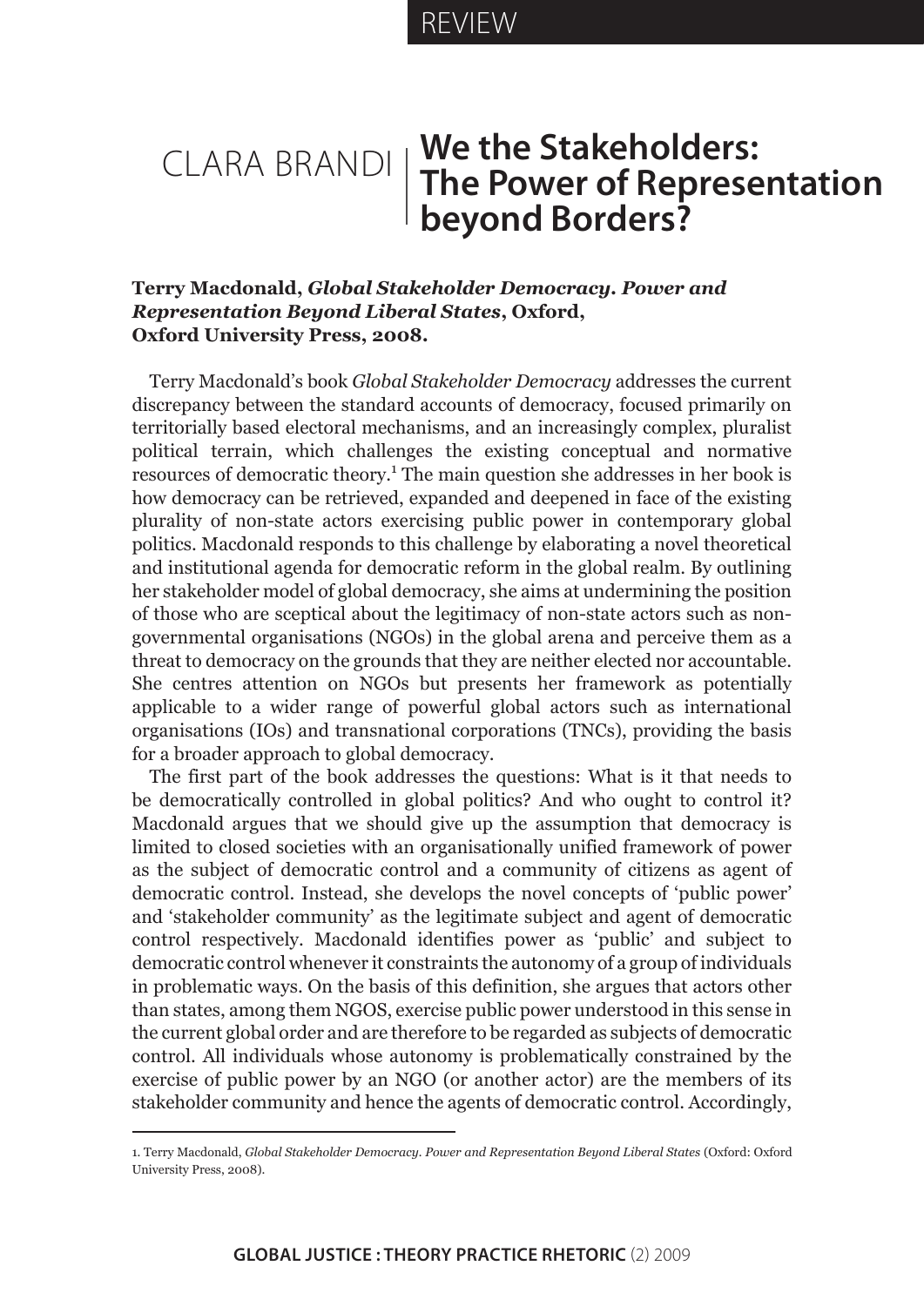REVIEW

CLARA BRANDI

# We the Stakeholders: The Power of Representation beyond Borders?

**Terry Macdonald, *Global Stakeholder Democracy. Power and Representation Beyond Liberal States*, Oxford, Oxford University Press, 2008.**

Terry Macdonald's book *Global Stakeholder Democracy* addresses the current discrepancy between the standard accounts of democracy, focused primarily on territorially based electoral mechanisms, and an increasingly complex, pluralist political terrain, which challenges the existing conceptual and normative resources of democratic theory.[1] The main question she addresses in her book is how democracy can be retrieved, expanded and deepened in face of the existing plurality of non-state actors exercising public power in contemporary global politics. Macdonald responds to this challenge by elaborating a novel theoretical and institutional agenda for democratic reform in the global realm. By outlining her stakeholder model of global democracy, she aims at undermining the position of those who are sceptical about the legitimacy of non-state actors such as non-governmental organisations (NGOs) in the global arena and perceive them as a threat to democracy on the grounds that they are neither elected nor accountable. She centres attention on NGOs but presents her framework as potentially applicable to a wider range of powerful global actors such as international organisations (IOs) and transnational corporations (TNCs), providing the basis for a broader approach to global democracy.

The first part of the book addresses the questions: What is it that needs to be democratically controlled in global politics? And who ought to control it? Macdonald argues that we should give up the assumption that democracy is limited to closed societies with an organisationally unified framework of power as the subject of democratic control and a community of citizens as agent of democratic control. Instead, she develops the novel concepts of 'public power' and 'stakeholder community' as the legitimate subject and agent of democratic control respectively. Macdonald identifies power as 'public' and subject to democratic control whenever it constraints the autonomy of a group of individuals in problematic ways. On the basis of this definition, she argues that actors other than states, among them NGOS, exercise public power understood in this sense in the current global order and are therefore to be regarded as subjects of democratic control. All individuals whose autonomy is problematically constrained by the exercise of public power by an NGO (or another actor) are the members of its stakeholder community and hence the agents of democratic control. Accordingly,

1. Terry Macdonald, *Global Stakeholder Democracy. Power and Representation Beyond Liberal States* (Oxford: Oxford University Press, 2008).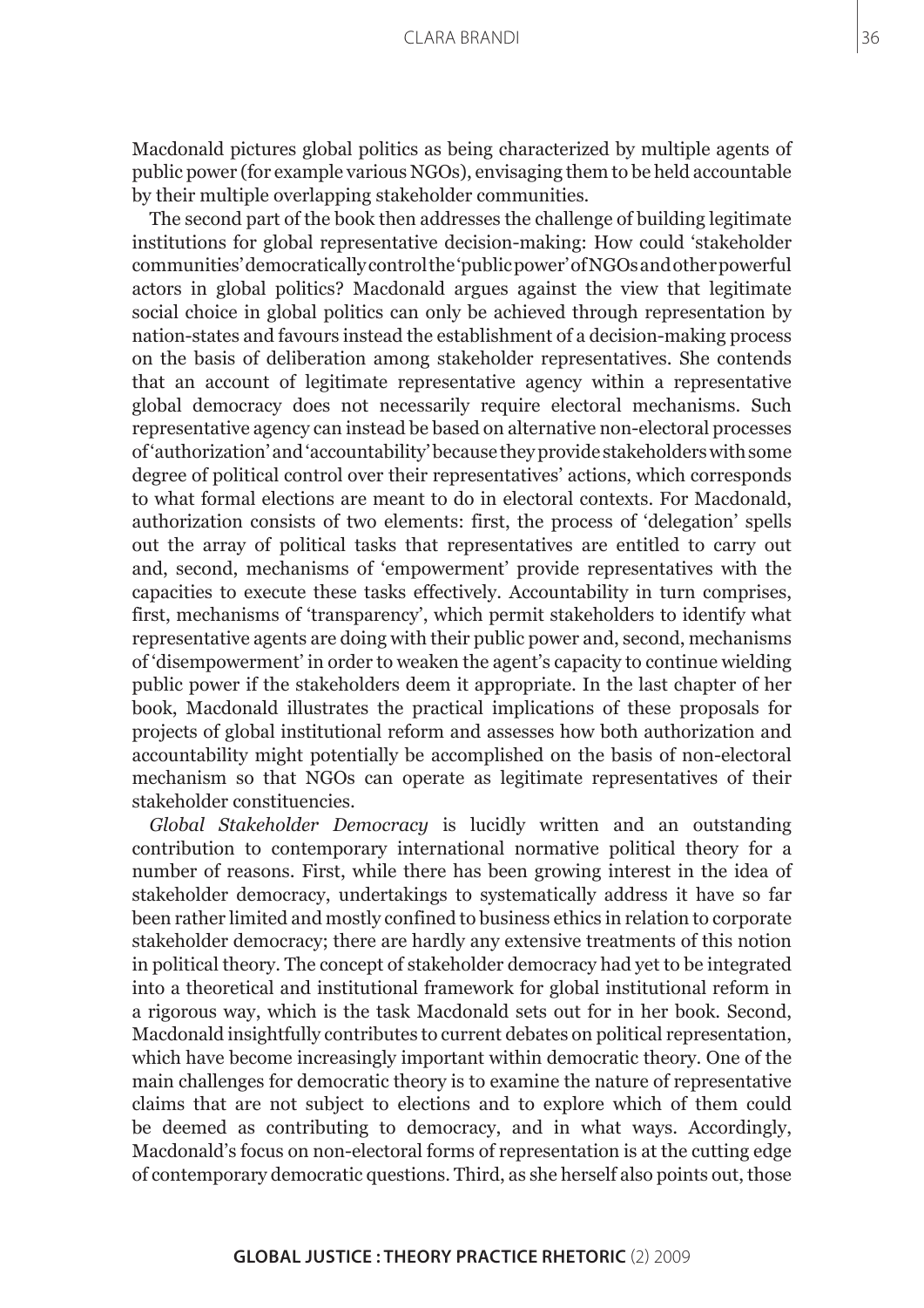Macdonald pictures global politics as being characterized by multiple agents of public power (for example various NGOs), envisaging them to be held accountable by their multiple overlapping stakeholder communities.

The second part of the book then addresses the challenge of building legitimate institutions for global representative decision-making: How could 'stakeholder communities' democratically control the 'public power' of NGOs and other powerful actors in global politics? Macdonald argues against the view that legitimate social choice in global politics can only be achieved through representation by nation-states and favours instead the establishment of a decision-making process on the basis of deliberation among stakeholder representatives. She contends that an account of legitimate representative agency within a representative global democracy does not necessarily require electoral mechanisms. Such representative agency can instead be based on alternative non-electoral processes of 'authorization' and 'accountability' because they provide stakeholders with some degree of political control over their representatives' actions, which corresponds to what formal elections are meant to do in electoral contexts. For Macdonald, authorization consists of two elements: first, the process of 'delegation' spells out the array of political tasks that representatives are entitled to carry out and, second, mechanisms of 'empowerment' provide representatives with the capacities to execute these tasks effectively. Accountability in turn comprises, first, mechanisms of 'transparency', which permit stakeholders to identify what representative agents are doing with their public power and, second, mechanisms of 'disempowerment' in order to weaken the agent's capacity to continue wielding public power if the stakeholders deem it appropriate. In the last chapter of her book, Macdonald illustrates the practical implications of these proposals for projects of global institutional reform and assesses how both authorization and accountability might potentially be accomplished on the basis of non-electoral mechanism so that NGOs can operate as legitimate representatives of their stakeholder constituencies.

*Global Stakeholder Democracy* is lucidly written and an outstanding contribution to contemporary international normative political theory for a number of reasons. First, while there has been growing interest in the idea of stakeholder democracy, undertakings to systematically address it have so far been rather limited and mostly confined to business ethics in relation to corporate stakeholder democracy; there are hardly any extensive treatments of this notion in political theory. The concept of stakeholder democracy had yet to be integrated into a theoretical and institutional framework for global institutional reform in a rigorous way, which is the task Macdonald sets out for in her book. Second, Macdonald insightfully contributes to current debates on political representation, which have become increasingly important within democratic theory. One of the main challenges for democratic theory is to examine the nature of representative claims that are not subject to elections and to explore which of them could be deemed as contributing to democracy, and in what ways. Accordingly, Macdonald's focus on non-electoral forms of representation is at the cutting edge of contemporary democratic questions. Third, as she herself also points out, those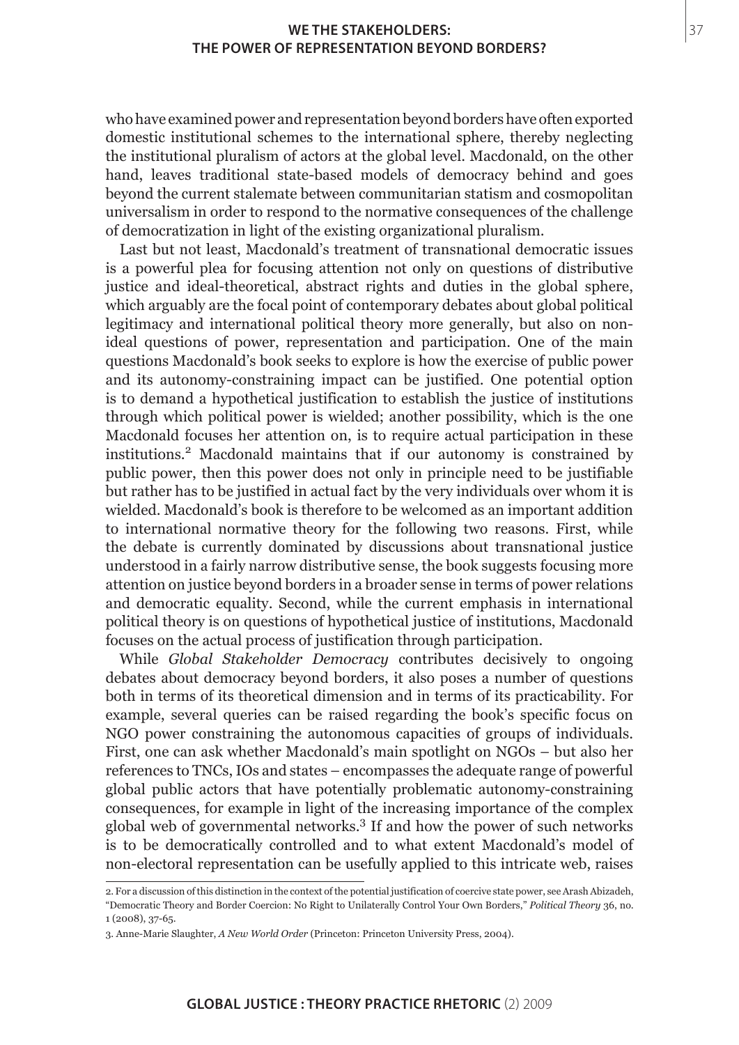who have examined power and representation beyond borders have often exported domestic institutional schemes to the international sphere, thereby neglecting the institutional pluralism of actors at the global level. Macdonald, on the other hand, leaves traditional state-based models of democracy behind and goes beyond the current stalemate between communitarian statism and cosmopolitan universalism in order to respond to the normative consequences of the challenge of democratization in light of the existing organizational pluralism.

Last but not least, Macdonald's treatment of transnational democratic issues is a powerful plea for focusing attention not only on questions of distributive justice and ideal-theoretical, abstract rights and duties in the global sphere, which arguably are the focal point of contemporary debates about global political legitimacy and international political theory more generally, but also on non-ideal questions of power, representation and participation. One of the main questions Macdonald's book seeks to explore is how the exercise of public power and its autonomy-constraining impact can be justified. One potential option is to demand a hypothetical justification to establish the justice of institutions through which political power is wielded; another possibility, which is the one Macdonald focuses her attention on, is to require actual participation in these institutions.[2] Macdonald maintains that if our autonomy is constrained by public power, then this power does not only in principle need to be justifiable but rather has to be justified in actual fact by the very individuals over whom it is wielded. Macdonald's book is therefore to be welcomed as an important addition to international normative theory for the following two reasons. First, while the debate is currently dominated by discussions about transnational justice understood in a fairly narrow distributive sense, the book suggests focusing more attention on justice beyond borders in a broader sense in terms of power relations and democratic equality. Second, while the current emphasis in international political theory is on questions of hypothetical justice of institutions, Macdonald focuses on the actual process of justification through participation.

While *Global Stakeholder Democracy* contributes decisively to ongoing debates about democracy beyond borders, it also poses a number of questions both in terms of its theoretical dimension and in terms of its practicability. For example, several queries can be raised regarding the book's specific focus on NGO power constraining the autonomous capacities of groups of individuals. First, one can ask whether Macdonald's main spotlight on NGOs – but also her references to TNCs, IOs and states – encompasses the adequate range of powerful global public actors that have potentially problematic autonomy-constraining consequences, for example in light of the increasing importance of the complex global web of governmental networks.[3] If and how the power of such networks is to be democratically controlled and to what extent Macdonald's model of non-electoral representation can be usefully applied to this intricate web, raises

2. For a discussion of this distinction in the context of the potential justification of coercive state power, see Arash Abizadeh, "Democratic Theory and Border Coercion: No Right to Unilaterally Control Your Own Borders," *Political Theory* 36, no. 1 (2008), 37-65.

3. Anne-Marie Slaughter, *A New World Order* (Princeton: Princeton University Press, 2004).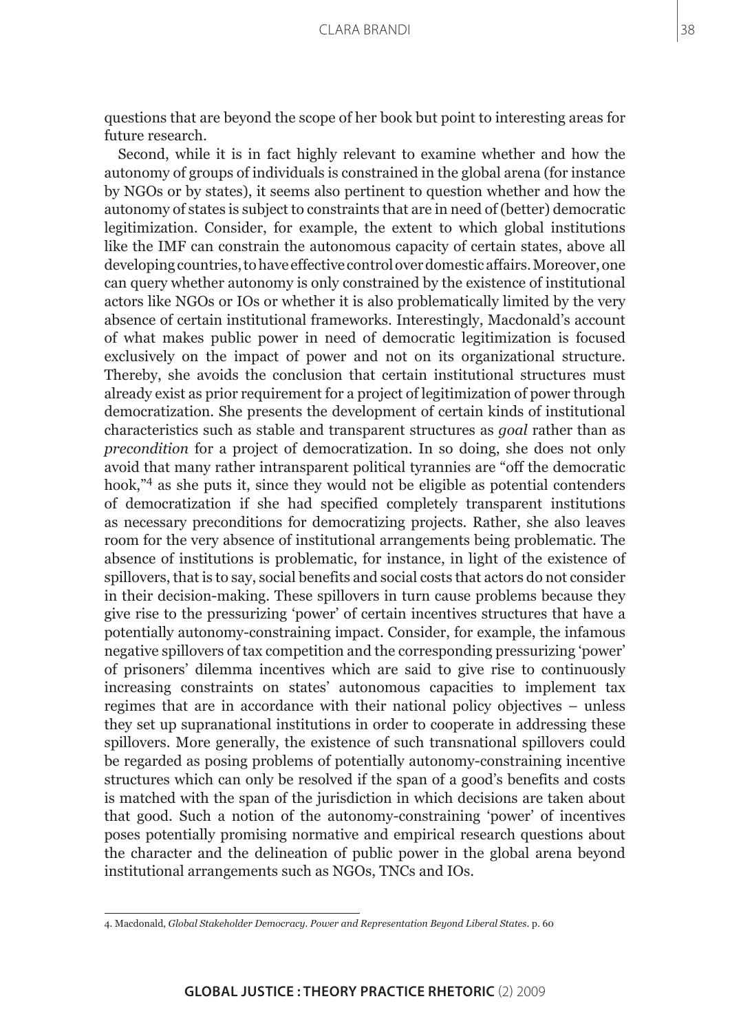questions that are beyond the scope of her book but point to interesting areas for future research.

Second, while it is in fact highly relevant to examine whether and how the autonomy of groups of individuals is constrained in the global arena (for instance by NGOs or by states), it seems also pertinent to question whether and how the autonomy of states is subject to constraints that are in need of (better) democratic legitimization. Consider, for example, the extent to which global institutions like the IMF can constrain the autonomous capacity of certain states, above all developing countries, to have effective control over domestic affairs. Moreover, one can query whether autonomy is only constrained by the existence of institutional actors like NGOs or IOs or whether it is also problematically limited by the very absence of certain institutional frameworks. Interestingly, Macdonald's account of what makes public power in need of democratic legitimization is focused exclusively on the impact of power and not on its organizational structure. Thereby, she avoids the conclusion that certain institutional structures must already exist as prior requirement for a project of legitimization of power through democratization. She presents the development of certain kinds of institutional characteristics such as stable and transparent structures as *goal* rather than as *precondition* for a project of democratization. In so doing, she does not only avoid that many rather intransparent political tyrannies are "off the democratic hook,"[4] as she puts it, since they would not be eligible as potential contenders of democratization if she had specified completely transparent institutions as necessary preconditions for democratizing projects. Rather, she also leaves room for the very absence of institutional arrangements being problematic. The absence of institutions is problematic, for instance, in light of the existence of spillovers, that is to say, social benefits and social costs that actors do not consider in their decision-making. These spillovers in turn cause problems because they give rise to the pressurizing 'power' of certain incentives structures that have a potentially autonomy-constraining impact. Consider, for example, the infamous negative spillovers of tax competition and the corresponding pressurizing 'power' of prisoners' dilemma incentives which are said to give rise to continuously increasing constraints on states' autonomous capacities to implement tax regimes that are in accordance with their national policy objectives – unless they set up supranational institutions in order to cooperate in addressing these spillovers. More generally, the existence of such transnational spillovers could be regarded as posing problems of potentially autonomy-constraining incentive structures which can only be resolved if the span of a good's benefits and costs is matched with the span of the jurisdiction in which decisions are taken about that good. Such a notion of the autonomy-constraining 'power' of incentives poses potentially promising normative and empirical research questions about the character and the delineation of public power in the global arena beyond institutional arrangements such as NGOs, TNCs and IOs.

---

4. Macdonald, *Global Stakeholder Democracy. Power and Representation Beyond Liberal States*. p. 60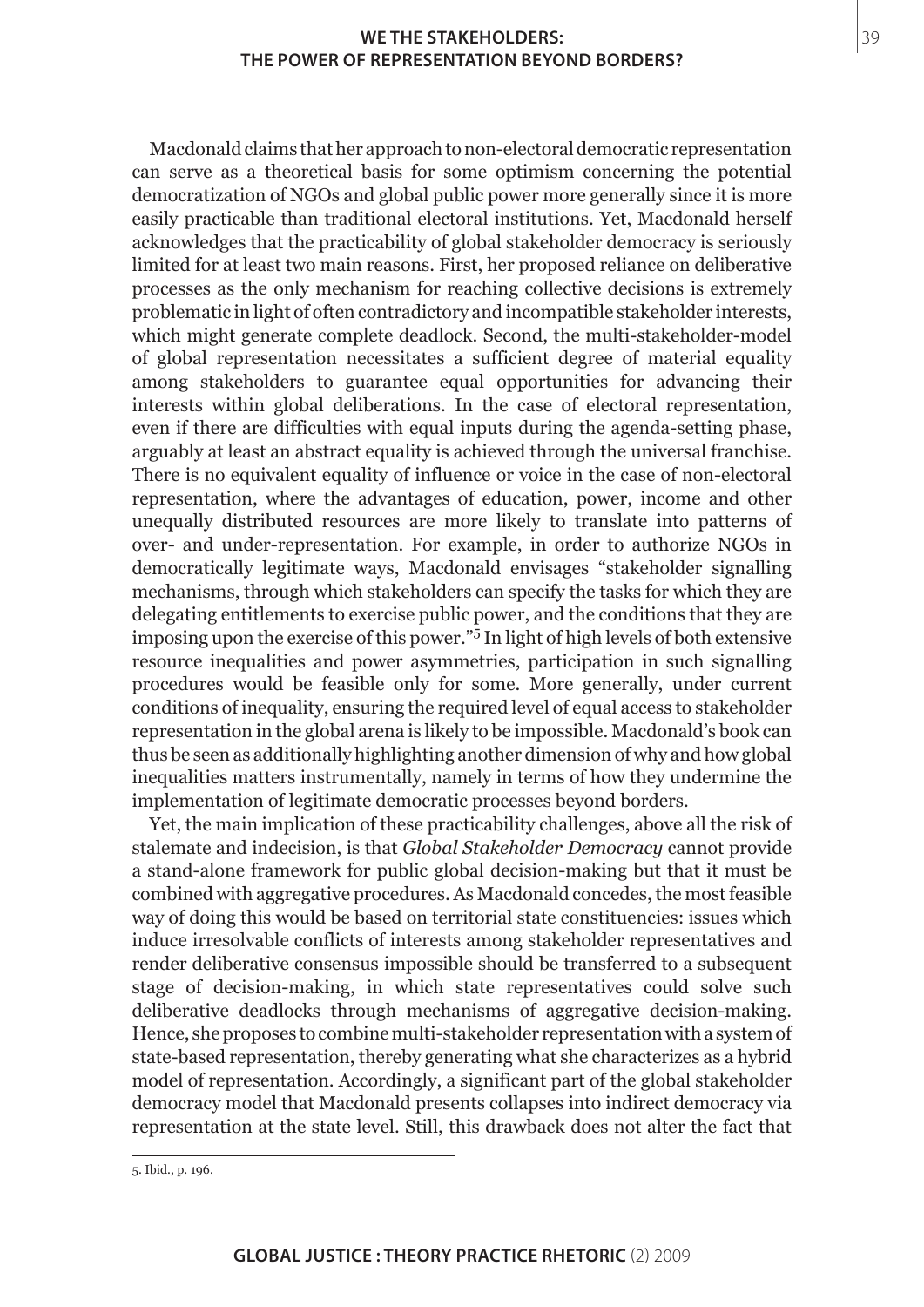Macdonald claims that her approach to non-electoral democratic representation can serve as a theoretical basis for some optimism concerning the potential democratization of NGOs and global public power more generally since it is more easily practicable than traditional electoral institutions. Yet, Macdonald herself acknowledges that the practicability of global stakeholder democracy is seriously limited for at least two main reasons. First, her proposed reliance on deliberative processes as the only mechanism for reaching collective decisions is extremely problematic in light of often contradictory and incompatible stakeholder interests, which might generate complete deadlock. Second, the multi-stakeholder-model of global representation necessitates a sufficient degree of material equality among stakeholders to guarantee equal opportunities for advancing their interests within global deliberations. In the case of electoral representation, even if there are difficulties with equal inputs during the agenda-setting phase, arguably at least an abstract equality is achieved through the universal franchise. There is no equivalent equality of influence or voice in the case of non-electoral representation, where the advantages of education, power, income and other unequally distributed resources are more likely to translate into patterns of over- and under-representation. For example, in order to authorize NGOs in democratically legitimate ways, Macdonald envisages "stakeholder signalling mechanisms, through which stakeholders can specify the tasks for which they are delegating entitlements to exercise public power, and the conditions that they are imposing upon the exercise of this power."[5] In light of high levels of both extensive resource inequalities and power asymmetries, participation in such signalling procedures would be feasible only for some. More generally, under current conditions of inequality, ensuring the required level of equal access to stakeholder representation in the global arena is likely to be impossible. Macdonald's book can thus be seen as additionally highlighting another dimension of why and how global inequalities matters instrumentally, namely in terms of how they undermine the implementation of legitimate democratic processes beyond borders.

Yet, the main implication of these practicability challenges, above all the risk of stalemate and indecision, is that *Global Stakeholder Democracy* cannot provide a stand-alone framework for public global decision-making but that it must be combined with aggregative procedures. As Macdonald concedes, the most feasible way of doing this would be based on territorial state constituencies: issues which induce irresolvable conflicts of interests among stakeholder representatives and render deliberative consensus impossible should be transferred to a subsequent stage of decision-making, in which state representatives could solve such deliberative deadlocks through mechanisms of aggregative decision-making. Hence, she proposes to combine multi-stakeholder representation with a system of state-based representation, thereby generating what she characterizes as a hybrid model of representation. Accordingly, a significant part of the global stakeholder democracy model that Macdonald presents collapses into indirect democracy via representation at the state level. Still, this drawback does not alter the fact that

5. Ibid., p. 196.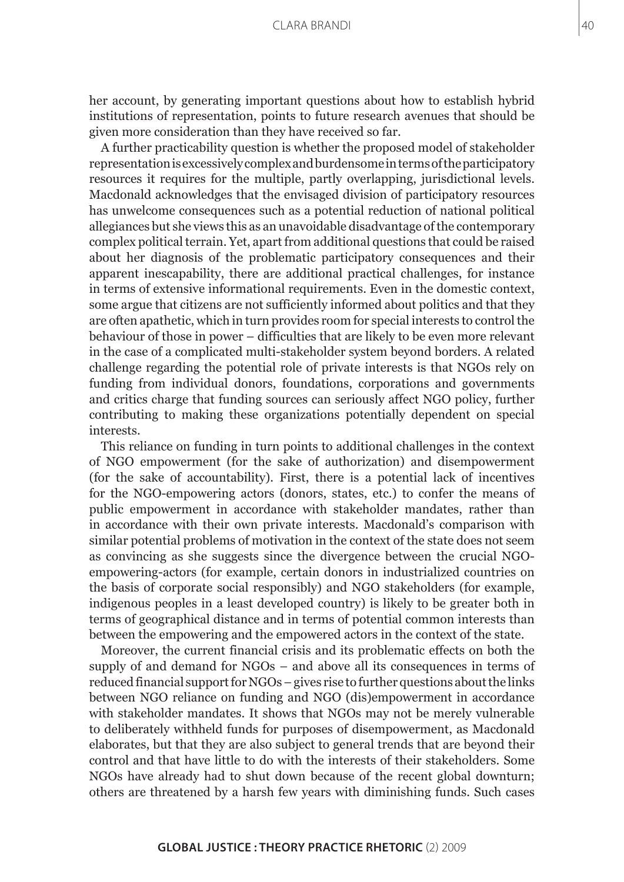her account, by generating important questions about how to establish hybrid institutions of representation, points to future research avenues that should be given more consideration than they have received so far.

A further practicability question is whether the proposed model of stakeholder representation is excessively complex and burdensome in terms of the participatory resources it requires for the multiple, partly overlapping, jurisdictional levels. Macdonald acknowledges that the envisaged division of participatory resources has unwelcome consequences such as a potential reduction of national political allegiances but she views this as an unavoidable disadvantage of the contemporary complex political terrain. Yet, apart from additional questions that could be raised about her diagnosis of the problematic participatory consequences and their apparent inescapability, there are additional practical challenges, for instance in terms of extensive informational requirements. Even in the domestic context, some argue that citizens are not sufficiently informed about politics and that they are often apathetic, which in turn provides room for special interests to control the behaviour of those in power – difficulties that are likely to be even more relevant in the case of a complicated multi-stakeholder system beyond borders. A related challenge regarding the potential role of private interests is that NGOs rely on funding from individual donors, foundations, corporations and governments and critics charge that funding sources can seriously affect NGO policy, further contributing to making these organizations potentially dependent on special interests.

This reliance on funding in turn points to additional challenges in the context of NGO empowerment (for the sake of authorization) and disempowerment (for the sake of accountability). First, there is a potential lack of incentives for the NGO-empowering actors (donors, states, etc.) to confer the means of public empowerment in accordance with stakeholder mandates, rather than in accordance with their own private interests. Macdonald's comparison with similar potential problems of motivation in the context of the state does not seem as convincing as she suggests since the divergence between the crucial NGO-empowering-actors (for example, certain donors in industrialized countries on the basis of corporate social responsibly) and NGO stakeholders (for example, indigenous peoples in a least developed country) is likely to be greater both in terms of geographical distance and in terms of potential common interests than between the empowering and the empowered actors in the context of the state.

Moreover, the current financial crisis and its problematic effects on both the supply of and demand for NGOs – and above all its consequences in terms of reduced financial support for NGOs – gives rise to further questions about the links between NGO reliance on funding and NGO (dis)empowerment in accordance with stakeholder mandates. It shows that NGOs may not be merely vulnerable to deliberately withheld funds for purposes of disempowerment, as Macdonald elaborates, but that they are also subject to general trends that are beyond their control and that have little to do with the interests of their stakeholders. Some NGOs have already had to shut down because of the recent global downturn; others are threatened by a harsh few years with diminishing funds. Such cases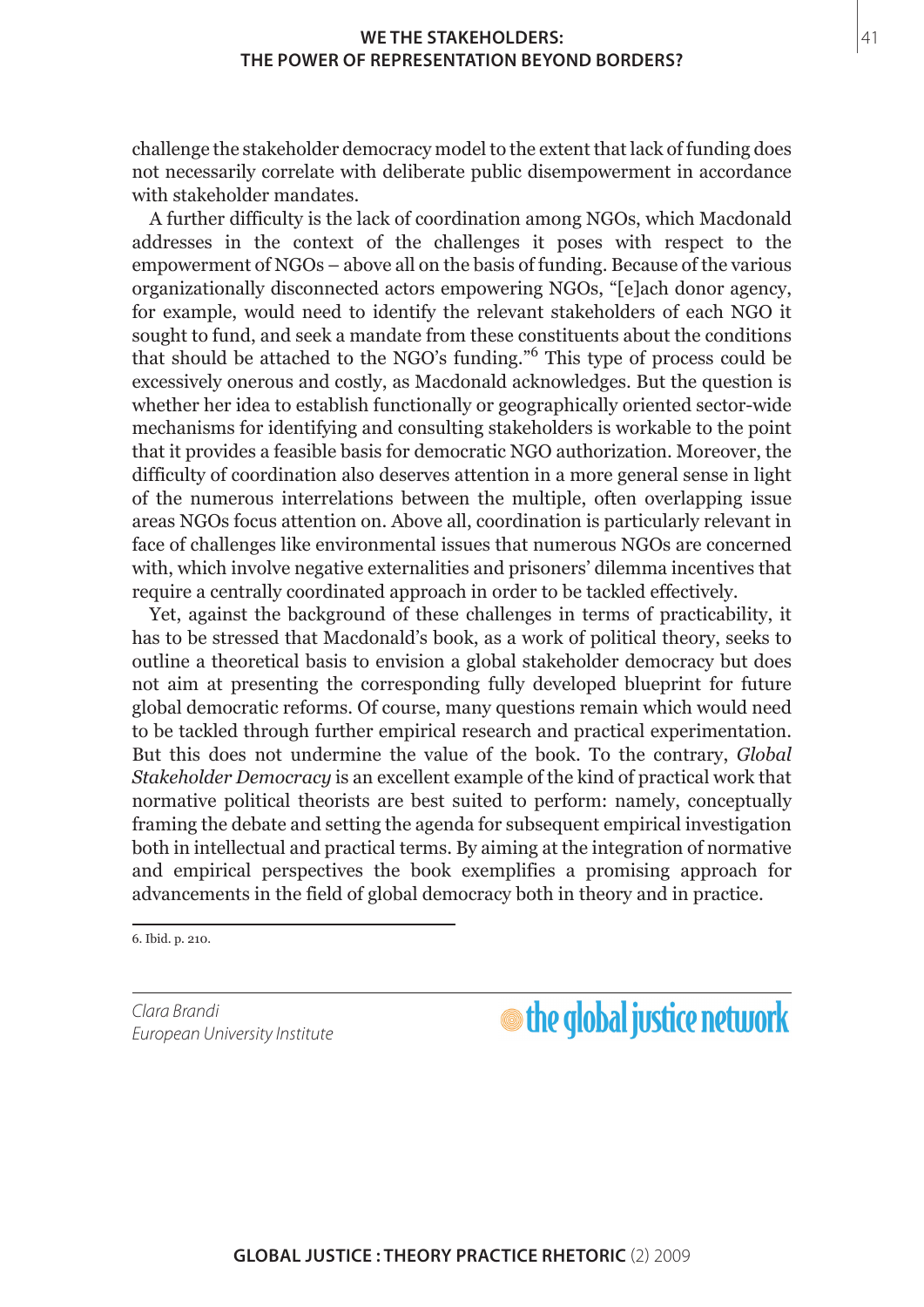challenge the stakeholder democracy model to the extent that lack of funding does not necessarily correlate with deliberate public disempowerment in accordance with stakeholder mandates.

A further difficulty is the lack of coordination among NGOs, which Macdonald addresses in the context of the challenges it poses with respect to the empowerment of NGOs – above all on the basis of funding. Because of the various organizationally disconnected actors empowering NGOs, "[e]ach donor agency, for example, would need to identify the relevant stakeholders of each NGO it sought to fund, and seek a mandate from these constituents about the conditions that should be attached to the NGO's funding."[6] This type of process could be excessively onerous and costly, as Macdonald acknowledges. But the question is whether her idea to establish functionally or geographically oriented sector-wide mechanisms for identifying and consulting stakeholders is workable to the point that it provides a feasible basis for democratic NGO authorization. Moreover, the difficulty of coordination also deserves attention in a more general sense in light of the numerous interrelations between the multiple, often overlapping issue areas NGOs focus attention on. Above all, coordination is particularly relevant in face of challenges like environmental issues that numerous NGOs are concerned with, which involve negative externalities and prisoners' dilemma incentives that require a centrally coordinated approach in order to be tackled effectively.

Yet, against the background of these challenges in terms of practicability, it has to be stressed that Macdonald's book, as a work of political theory, seeks to outline a theoretical basis to envision a global stakeholder democracy but does not aim at presenting the corresponding fully developed blueprint for future global democratic reforms. Of course, many questions remain which would need to be tackled through further empirical research and practical experimentation. But this does not undermine the value of the book. To the contrary, *Global Stakeholder Democracy* is an excellent example of the kind of practical work that normative political theorists are best suited to perform: namely, conceptually framing the debate and setting the agenda for subsequent empirical investigation both in intellectual and practical terms. By aiming at the integration of normative and empirical perspectives the book exemplifies a promising approach for advancements in the field of global democracy both in theory and in practice.

6. Ibid. p. 210.

*Clara Brandi*
*European University Institute*